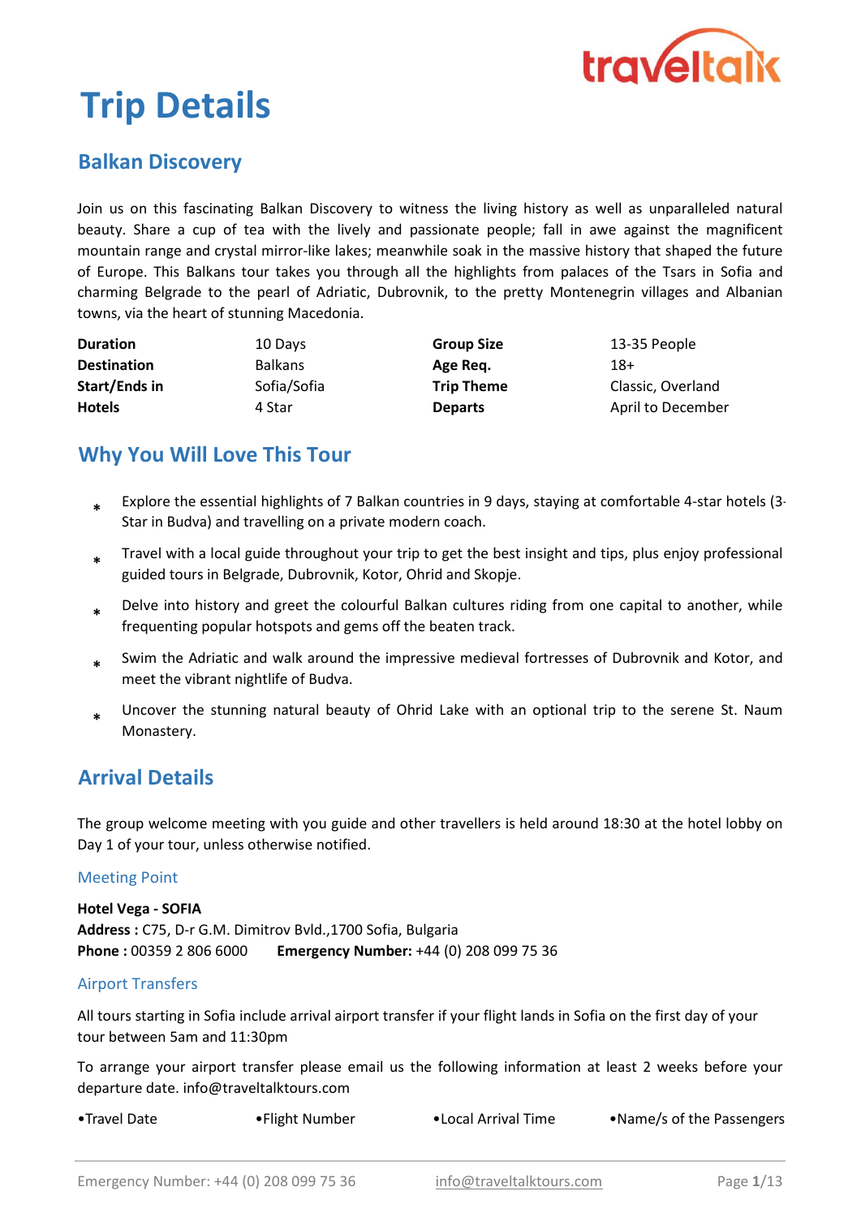# Trip Details

## Balkan Discovery

Join us on this fascinating Balkan Discovery to witness the living history as well as unparalleled natural beauty. Share a cup of tea with the lively and passionate people; fall in awe against the magnificent mountain range and crystal mirror-like lakes; meanwhile soak in the massive history that shaped the future of Europe. This Balkans tour takes you through all the highlights from palaces of the Tsars in Sofia and charming Belgrade to the pearl of Adriatic, Dubrovnik, to the pretty Montenegrin villages and Albanian towns, via the heart of stunning Macedonia.

| | | | |
|---|---|---|---|
| **Duration** | 10 Days | **Group Size** | 13-35 People |
| **Destination** | Balkans | **Age Req.** | 18+ |
| **Start/Ends in** | Sofia/Sofia | **Trip Theme** | Classic, Overland |
| **Hotels** | 4 Star | **Departs** | April to December |

## Why You Will Love This Tour

* Explore the essential highlights of 7 Balkan countries in 9 days, staying at comfortable 4-star hotels (3-Star in Budva) and travelling on a private modern coach.
* Travel with a local guide throughout your trip to get the best insight and tips, plus enjoy professional guided tours in Belgrade, Dubrovnik, Kotor, Ohrid and Skopje.
* Delve into history and greet the colourful Balkan cultures riding from one capital to another, while frequenting popular hotspots and gems off the beaten track.
* Swim the Adriatic and walk around the impressive medieval fortresses of Dubrovnik and Kotor, and meet the vibrant nightlife of Budva.
* Uncover the stunning natural beauty of Ohrid Lake with an optional trip to the serene St. Naum Monastery.

## Arrival Details

The group welcome meeting with you guide and other travellers is held around 18:30 at the hotel lobby on Day 1 of your tour, unless otherwise notified.

### Meeting Point

**Hotel Vega - SOFIA**
**Address :** C75, D-r G.M. Dimitrov Bvld.,1700 Sofia, Bulgaria
**Phone :** 00359 2 806 6000 **Emergency Number:** +44 (0) 208 099 75 36

### Airport Transfers

All tours starting in Sofia include arrival airport transfer if your flight lands in Sofia on the first day of your tour between 5am and 11:30pm

To arrange your airport transfer please email us the following information at least 2 weeks before your departure date. info@traveltalktours.com

- Travel Date
- Flight Number
- Local Arrival Time
- Name/s of the Passengers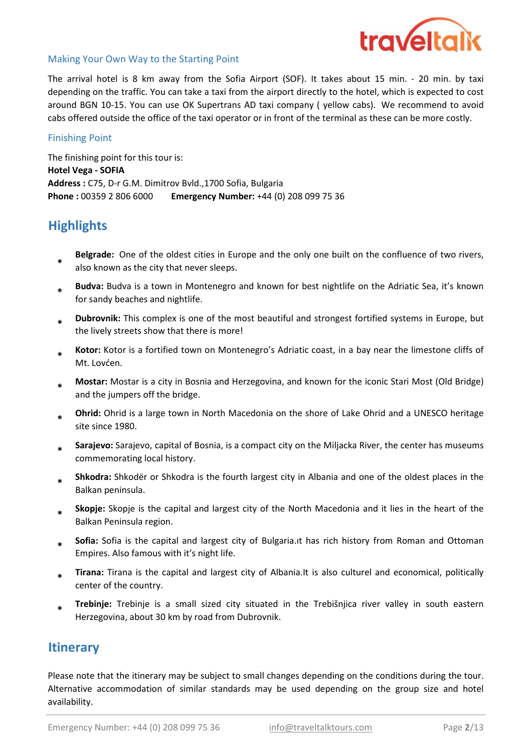### Making Your Own Way to the Starting Point

The arrival hotel is 8 km away from the Sofia Airport (SOF). It takes about 15 min. - 20 min. by taxi depending on the traffic. You can take a taxi from the airport directly to the hotel, which is expected to cost around BGN 10-15. You can use OK Supertrans AD taxi company ( yellow cabs). We recommend to avoid cabs offered outside the office of the taxi operator or in front of the terminal as these can be more costly.

### Finishing Point

The finishing point for this tour is:
**Hotel Vega - SOFIA**
**Address :** C75, D-r G.M. Dimitrov Bvld.,1700 Sofia, Bulgaria
**Phone :** 00359 2 806 6000 **Emergency Number:** +44 (0) 208 099 75 36

## Highlights

- **Belgrade:** One of the oldest cities in Europe and the only one built on the confluence of two rivers, also known as the city that never sleeps.
- **Budva:** Budva is a town in Montenegro and known for best nightlife on the Adriatic Sea, it's known for sandy beaches and nightlife.
- **Dubrovnik:** This complex is one of the most beautiful and strongest fortified systems in Europe, but the lively streets show that there is more!
- **Kotor:** Kotor is a fortified town on Montenegro's Adriatic coast, in a bay near the limestone cliffs of Mt. Lovćen.
- **Mostar:** Mostar is a city in Bosnia and Herzegovina, and known for the iconic Stari Most (Old Bridge) and the jumpers off the bridge.
- **Ohrid:** Ohrid is a large town in North Macedonia on the shore of Lake Ohrid and a UNESCO heritage site since 1980.
- **Sarajevo:** Sarajevo, capital of Bosnia, is a compact city on the Miljacka River, the center has museums commemorating local history.
- **Shkodra:** Shkodër or Shkodra is the fourth largest city in Albania and one of the oldest places in the Balkan peninsula.
- **Skopje:** Skopje is the capital and largest city of the North Macedonia and it lies in the heart of the Balkan Peninsula region.
- **Sofia:** Sofia is the capital and largest city of Bulgaria.ıt has rich history from Roman and Ottoman Empires. Also famous with it's night life.
- **Tirana:** Tirana is the capital and largest city of Albania.It is also culturel and economical, politically center of the country.
- **Trebinje:** Trebinje is a small sized city situated in the Trebišnjica river valley in south eastern Herzegovina, about 30 km by road from Dubrovnik.

## Itinerary

Please note that the itinerary may be subject to small changes depending on the conditions during the tour. Alternative accommodation of similar standards may be used depending on the group size and hotel availability.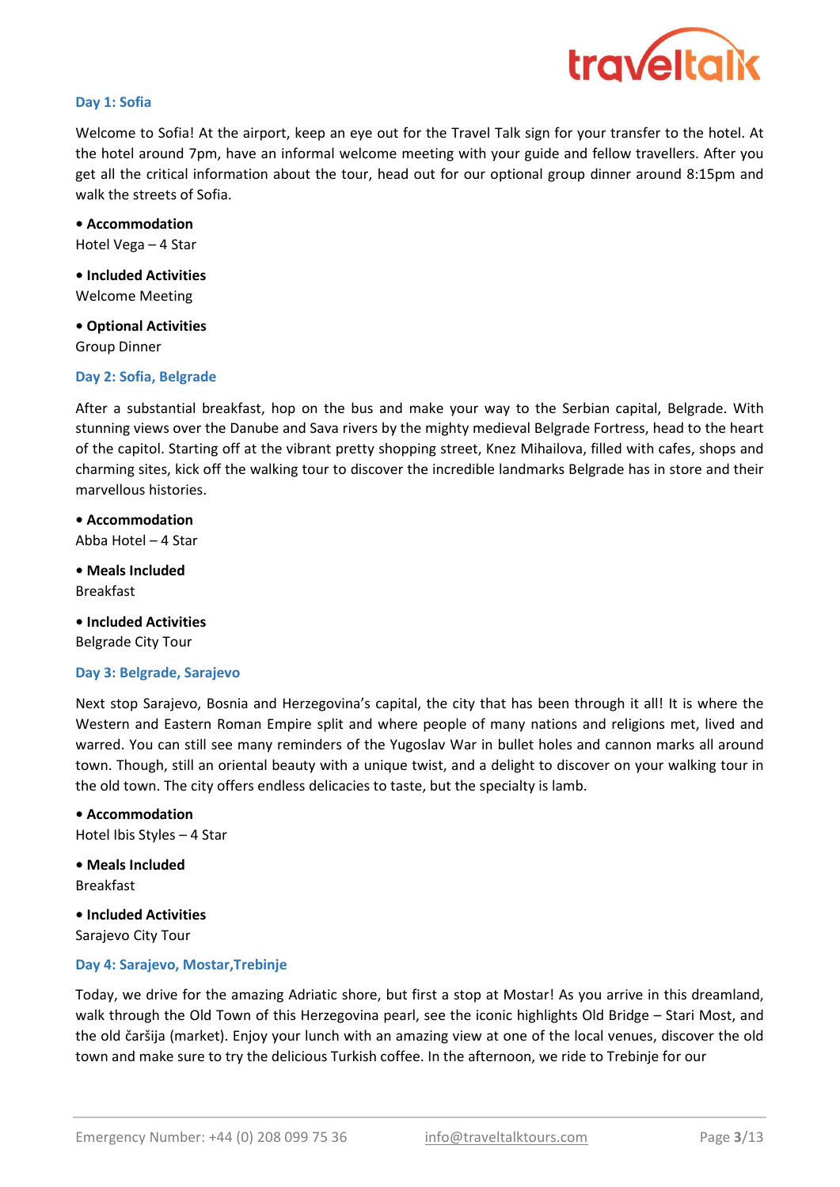### Day 1: Sofia

Welcome to Sofia! At the airport, keep an eye out for the Travel Talk sign for your transfer to the hotel. At the hotel around 7pm, have an informal welcome meeting with your guide and fellow travellers. After you get all the critical information about the tour, head out for our optional group dinner around 8:15pm and walk the streets of Sofia.

**• Accommodation**
Hotel Vega – 4 Star

**• Included Activities**
Welcome Meeting

**• Optional Activities**
Group Dinner

### Day 2: Sofia, Belgrade

After a substantial breakfast, hop on the bus and make your way to the Serbian capital, Belgrade. With stunning views over the Danube and Sava rivers by the mighty medieval Belgrade Fortress, head to the heart of the capitol. Starting off at the vibrant pretty shopping street, Knez Mihailova, filled with cafes, shops and charming sites, kick off the walking tour to discover the incredible landmarks Belgrade has in store and their marvellous histories.

**• Accommodation**
Abba Hotel – 4 Star

**• Meals Included**
Breakfast

**• Included Activities**
Belgrade City Tour

### Day 3: Belgrade, Sarajevo

Next stop Sarajevo, Bosnia and Herzegovina's capital, the city that has been through it all! It is where the Western and Eastern Roman Empire split and where people of many nations and religions met, lived and warred. You can still see many reminders of the Yugoslav War in bullet holes and cannon marks all around town. Though, still an oriental beauty with a unique twist, and a delight to discover on your walking tour in the old town. The city offers endless delicacies to taste, but the specialty is lamb.

**• Accommodation**
Hotel Ibis Styles – 4 Star

**• Meals Included**
Breakfast

**• Included Activities**
Sarajevo City Tour

### Day 4: Sarajevo, Mostar,Trebinje

Today, we drive for the amazing Adriatic shore, but first a stop at Mostar! As you arrive in this dreamland, walk through the Old Town of this Herzegovina pearl, see the iconic highlights Old Bridge – Stari Most, and the old čaršija (market). Enjoy your lunch with an amazing view at one of the local venues, discover the old town and make sure to try the delicious Turkish coffee. In the afternoon, we ride to Trebinje for our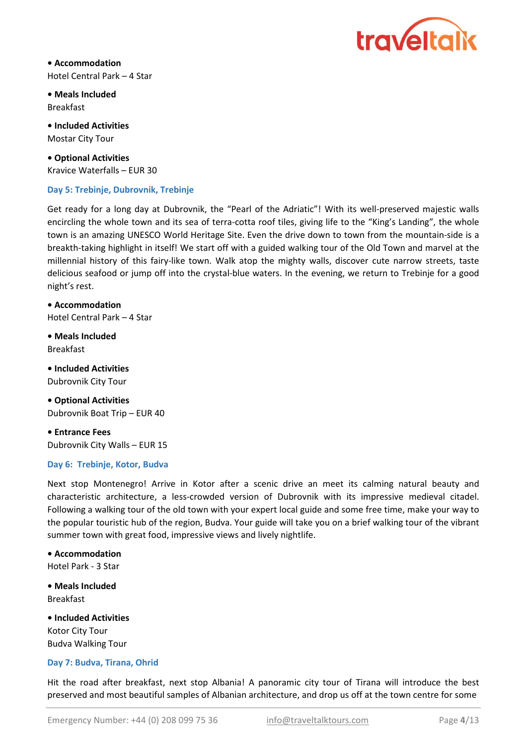- **Accommodation**
Hotel Central Park – 4 Star

- **Meals Included**
Breakfast

- **Included Activities**
Mostar City Tour

- **Optional Activities**
Kravice Waterfalls – EUR 30

### Day 5: Trebinje, Dubrovnik, Trebinje

Get ready for a long day at Dubrovnik, the "Pearl of the Adriatic"! With its well-preserved majestic walls encircling the whole town and its sea of terra-cotta roof tiles, giving life to the "King's Landing", the whole town is an amazing UNESCO World Heritage Site. Even the drive down to town from the mountain-side is a breakth-taking highlight in itself! We start off with a guided walking tour of the Old Town and marvel at the millennial history of this fairy-like town. Walk atop the mighty walls, discover cute narrow streets, taste delicious seafood or jump off into the crystal-blue waters. In the evening, we return to Trebinje for a good night's rest.

- **Accommodation**
Hotel Central Park – 4 Star

- **Meals Included**
Breakfast

- **Included Activities**
Dubrovnik City Tour

- **Optional Activities**
Dubrovnik Boat Trip – EUR 40

- **Entrance Fees**
Dubrovnik City Walls – EUR 15

### Day 6: Trebinje, Kotor, Budva

Next stop Montenegro! Arrive in Kotor after a scenic drive an meet its calming natural beauty and characteristic architecture, a less-crowded version of Dubrovnik with its impressive medieval citadel. Following a walking tour of the old town with your expert local guide and some free time, make your way to the popular touristic hub of the region, Budva. Your guide will take you on a brief walking tour of the vibrant summer town with great food, impressive views and lively nightlife.

- **Accommodation**
Hotel Park - 3 Star

- **Meals Included**
Breakfast

- **Included Activities**
Kotor City Tour
Budva Walking Tour

### Day 7: Budva, Tirana, Ohrid

Hit the road after breakfast, next stop Albania! A panoramic city tour of Tirana will introduce the best preserved and most beautiful samples of Albanian architecture, and drop us off at the town centre for some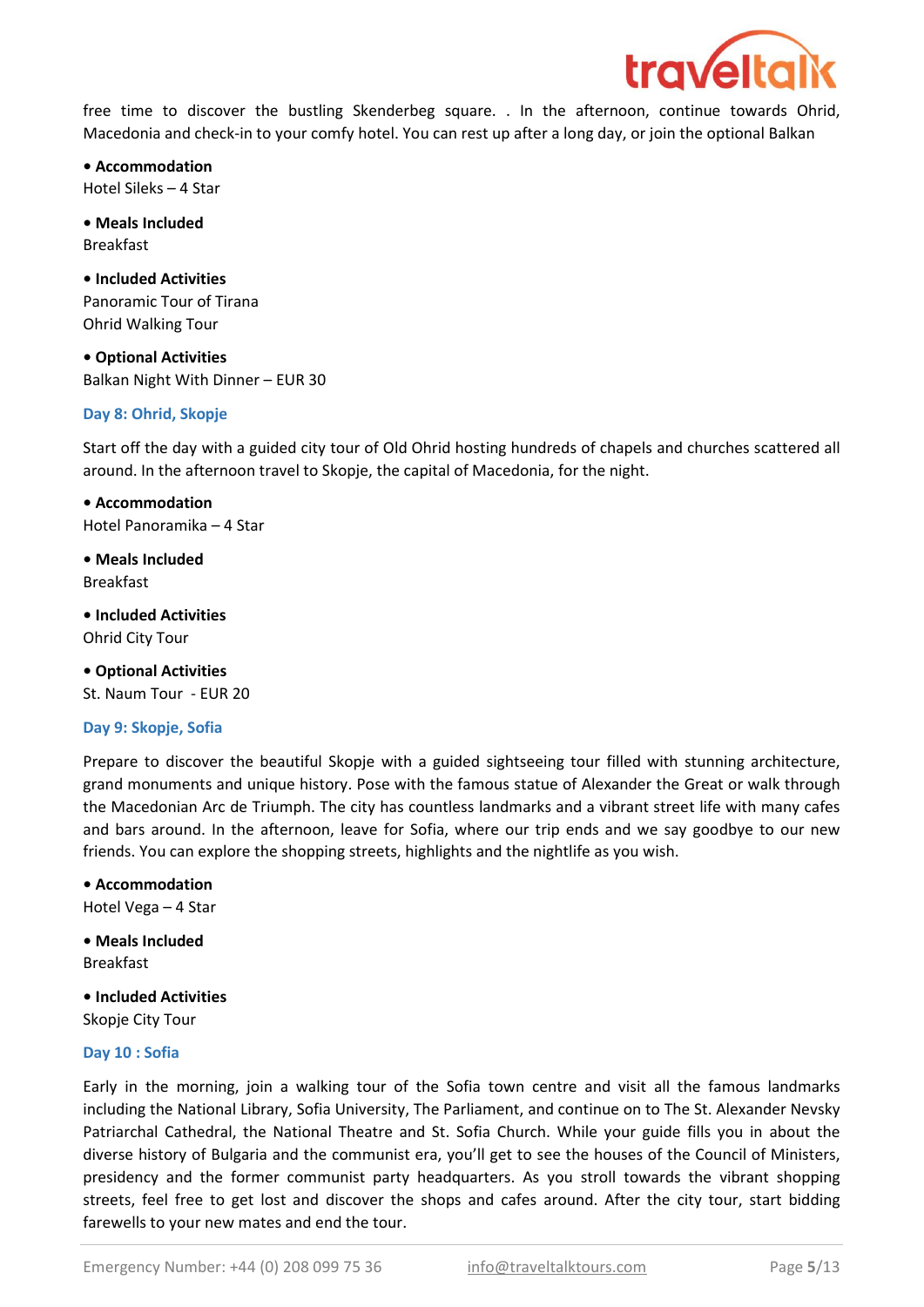free time to discover the bustling Skenderbeg square. . In the afternoon, continue towards Ohrid, Macedonia and check-in to your comfy hotel. You can rest up after a long day, or join the optional Balkan

- **Accommodation**

Hotel Sileks – 4 Star

- **Meals Included**

Breakfast

- **Included Activities**

Panoramic Tour of Tirana
Ohrid Walking Tour

- **Optional Activities**

Balkan Night With Dinner – EUR 30

### Day 8: Ohrid, Skopje

Start off the day with a guided city tour of Old Ohrid hosting hundreds of chapels and churches scattered all around. In the afternoon travel to Skopje, the capital of Macedonia, for the night.

- **Accommodation**

Hotel Panoramika – 4 Star

- **Meals Included**

Breakfast

- **Included Activities**

Ohrid City Tour

- **Optional Activities**

St. Naum Tour - EUR 20

### Day 9: Skopje, Sofia

Prepare to discover the beautiful Skopje with a guided sightseeing tour filled with stunning architecture, grand monuments and unique history. Pose with the famous statue of Alexander the Great or walk through the Macedonian Arc de Triumph. The city has countless landmarks and a vibrant street life with many cafes and bars around. In the afternoon, leave for Sofia, where our trip ends and we say goodbye to our new friends. You can explore the shopping streets, highlights and the nightlife as you wish.

- **Accommodation**

Hotel Vega – 4 Star

- **Meals Included**

Breakfast

- **Included Activities**

Skopje City Tour

### Day 10 : Sofia

Early in the morning, join a walking tour of the Sofia town centre and visit all the famous landmarks including the National Library, Sofia University, The Parliament, and continue on to The St. Alexander Nevsky Patriarchal Cathedral, the National Theatre and St. Sofia Church. While your guide fills you in about the diverse history of Bulgaria and the communist era, you'll get to see the houses of the Council of Ministers, presidency and the former communist party headquarters. As you stroll towards the vibrant shopping streets, feel free to get lost and discover the shops and cafes around. After the city tour, start bidding farewells to your new mates and end the tour.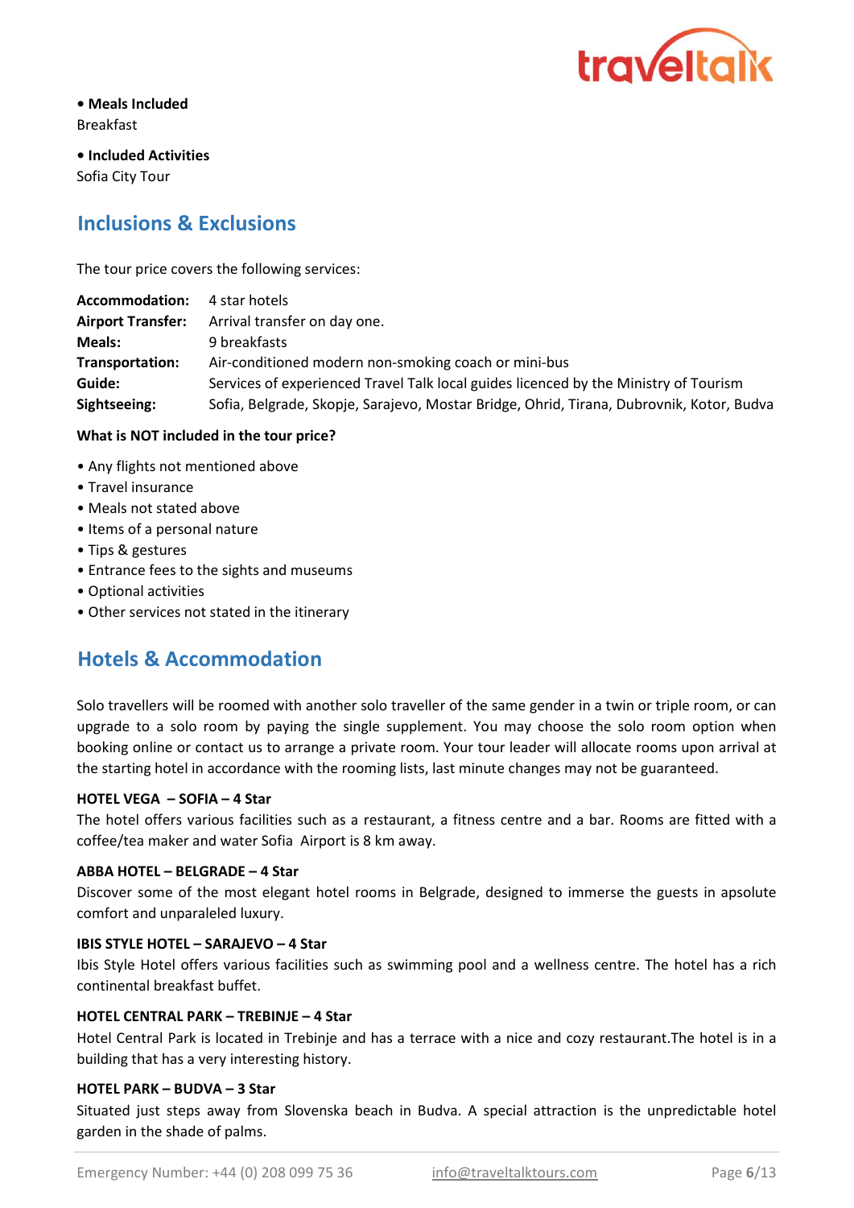- **Meals Included**

Breakfast

- **Included Activities**

Sofia City Tour

## Inclusions & Exclusions

The tour price covers the following services:

| | |
|---|---|
| **Accommodation:** | 4 star hotels |
| **Airport Transfer:** | Arrival transfer on day one. |
| **Meals:** | 9 breakfasts |
| **Transportation:** | Air-conditioned modern non-smoking coach or mini-bus |
| **Guide:** | Services of experienced Travel Talk local guides licenced by the Ministry of Tourism |
| **Sightseeing:** | Sofia, Belgrade, Skopje, Sarajevo, Mostar Bridge, Ohrid, Tirana, Dubrovnik, Kotor, Budva |

**What is NOT included in the tour price?**

- Any flights not mentioned above
- Travel insurance
- Meals not stated above
- Items of a personal nature
- Tips & gestures
- Entrance fees to the sights and museums
- Optional activities
- Other services not stated in the itinerary

## Hotels & Accommodation

Solo travellers will be roomed with another solo traveller of the same gender in a twin or triple room, or can upgrade to a solo room by paying the single supplement. You may choose the solo room option when booking online or contact us to arrange a private room. Your tour leader will allocate rooms upon arrival at the starting hotel in accordance with the rooming lists, last minute changes may not be guaranteed.

**HOTEL VEGA – SOFIA – 4 Star**

The hotel offers various facilities such as a restaurant, a fitness centre and a bar. Rooms are fitted with a coffee/tea maker and water Sofia Airport is 8 km away.

**ABBA HOTEL – BELGRADE – 4 Star**

Discover some of the most elegant hotel rooms in Belgrade, designed to immerse the guests in apsolute comfort and unparaleled luxury.

**IBIS STYLE HOTEL – SARAJEVO – 4 Star**

Ibis Style Hotel offers various facilities such as swimming pool and a wellness centre. The hotel has a rich continental breakfast buffet.

**HOTEL CENTRAL PARK – TREBINJE – 4 Star**

Hotel Central Park is located in Trebinje and has a terrace with a nice and cozy restaurant.The hotel is in a building that has a very interesting history.

**HOTEL PARK – BUDVA – 3 Star**

Situated just steps away from Slovenska beach in Budva. A special attraction is the unpredictable hotel garden in the shade of palms.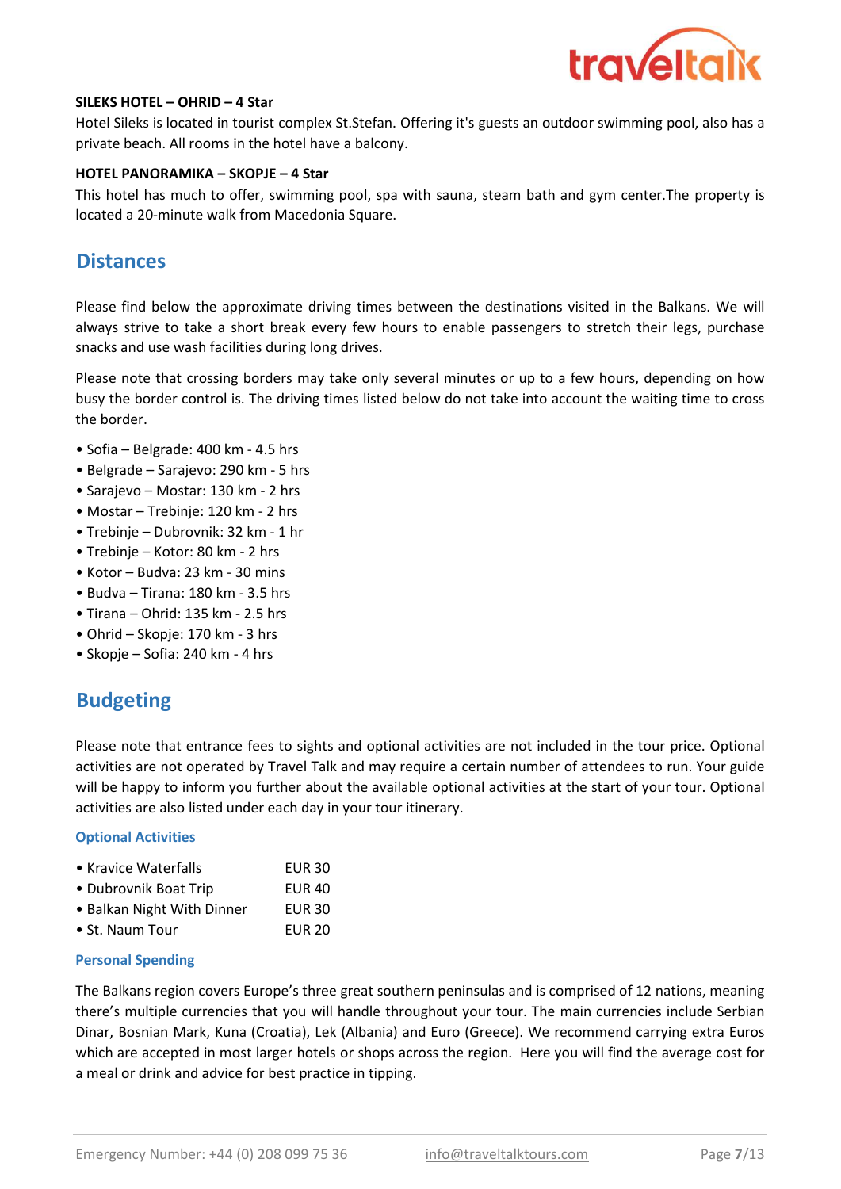**SILEKS HOTEL – OHRID – 4 Star**

Hotel Sileks is located in tourist complex St.Stefan. Offering it's guests an outdoor swimming pool, also has a private beach. All rooms in the hotel have a balcony.

**HOTEL PANORAMIKA – SKOPJE – 4 Star**

This hotel has much to offer, swimming pool, spa with sauna, steam bath and gym center.The property is located a 20-minute walk from Macedonia Square.

## Distances

Please find below the approximate driving times between the destinations visited in the Balkans. We will always strive to take a short break every few hours to enable passengers to stretch their legs, purchase snacks and use wash facilities during long drives.

Please note that crossing borders may take only several minutes or up to a few hours, depending on how busy the border control is. The driving times listed below do not take into account the waiting time to cross the border.

- Sofia – Belgrade: 400 km - 4.5 hrs
- Belgrade – Sarajevo: 290 km - 5 hrs
- Sarajevo – Mostar: 130 km - 2 hrs
- Mostar – Trebinje: 120 km - 2 hrs
- Trebinje – Dubrovnik: 32 km - 1 hr
- Trebinje – Kotor: 80 km - 2 hrs
- Kotor – Budva: 23 km - 30 mins
- Budva – Tirana: 180 km - 3.5 hrs
- Tirana – Ohrid: 135 km - 2.5 hrs
- Ohrid – Skopje: 170 km - 3 hrs
- Skopje – Sofia: 240 km - 4 hrs

## Budgeting

Please note that entrance fees to sights and optional activities are not included in the tour price. Optional activities are not operated by Travel Talk and may require a certain number of attendees to run. Your guide will be happy to inform you further about the available optional activities at the start of your tour. Optional activities are also listed under each day in your tour itinerary.

### Optional Activities

- Kravice Waterfalls EUR 30
- Dubrovnik Boat Trip EUR 40
- Balkan Night With Dinner EUR 30
- St. Naum Tour EUR 20

### Personal Spending

The Balkans region covers Europe's three great southern peninsulas and is comprised of 12 nations, meaning there's multiple currencies that you will handle throughout your tour. The main currencies include Serbian Dinar, Bosnian Mark, Kuna (Croatia), Lek (Albania) and Euro (Greece). We recommend carrying extra Euros which are accepted in most larger hotels or shops across the region. Here you will find the average cost for a meal or drink and advice for best practice in tipping.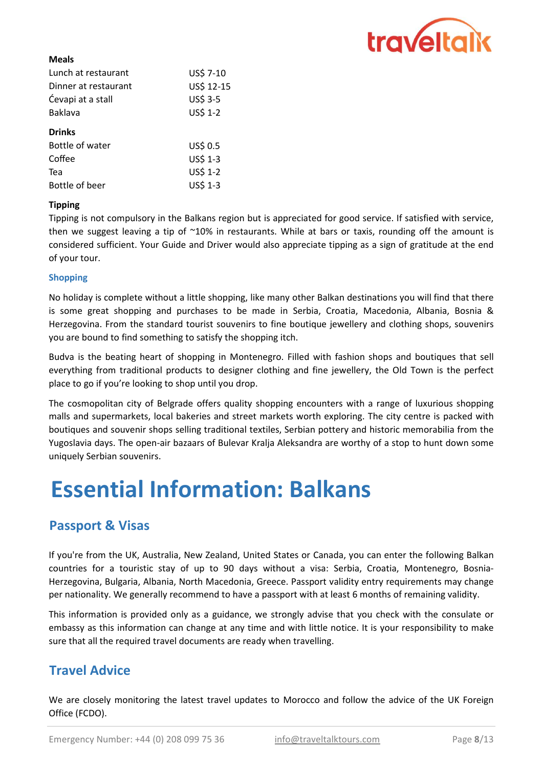**Meals**

| | |
|---|---|
| Lunch at restaurant | US$ 7-10 |
| Dinner at restaurant | US$ 12-15 |
| Ćevapi at a stall | US$ 3-5 |
| Baklava | US$ 1-2 |

**Drinks**

| | |
|---|---|
| Bottle of water | US$ 0.5 |
| Coffee | US$ 1-3 |
| Tea | US$ 1-2 |
| Bottle of beer | US$ 1-3 |

**Tipping**

Tipping is not compulsory in the Balkans region but is appreciated for good service. If satisfied with service, then we suggest leaving a tip of ~10% in restaurants. While at bars or taxis, rounding off the amount is considered sufficient. Your Guide and Driver would also appreciate tipping as a sign of gratitude at the end of your tour.

### Shopping

No holiday is complete without a little shopping, like many other Balkan destinations you will find that there is some great shopping and purchases to be made in Serbia, Croatia, Macedonia, Albania, Bosnia & Herzegovina. From the standard tourist souvenirs to fine boutique jewellery and clothing shops, souvenirs you are bound to find something to satisfy the shopping itch.

Budva is the beating heart of shopping in Montenegro. Filled with fashion shops and boutiques that sell everything from traditional products to designer clothing and fine jewellery, the Old Town is the perfect place to go if you're looking to shop until you drop.

The cosmopolitan city of Belgrade offers quality shopping encounters with a range of luxurious shopping malls and supermarkets, local bakeries and street markets worth exploring. The city centre is packed with boutiques and souvenir shops selling traditional textiles, Serbian pottery and historic memorabilia from the Yugoslavia days. The open-air bazaars of Bulevar Kralja Aleksandra are worthy of a stop to hunt down some uniquely Serbian souvenirs.

# Essential Information: Balkans

## Passport & Visas

If you're from the UK, Australia, New Zealand, United States or Canada, you can enter the following Balkan countries for a touristic stay of up to 90 days without a visa: Serbia, Croatia, Montenegro, Bosnia-Herzegovina, Bulgaria, Albania, North Macedonia, Greece. Passport validity entry requirements may change per nationality. We generally recommend to have a passport with at least 6 months of remaining validity.

This information is provided only as a guidance, we strongly advise that you check with the consulate or embassy as this information can change at any time and with little notice. It is your responsibility to make sure that all the required travel documents are ready when travelling.

## Travel Advice

We are closely monitoring the latest travel updates to Morocco and follow the advice of the UK Foreign Office (FCDO).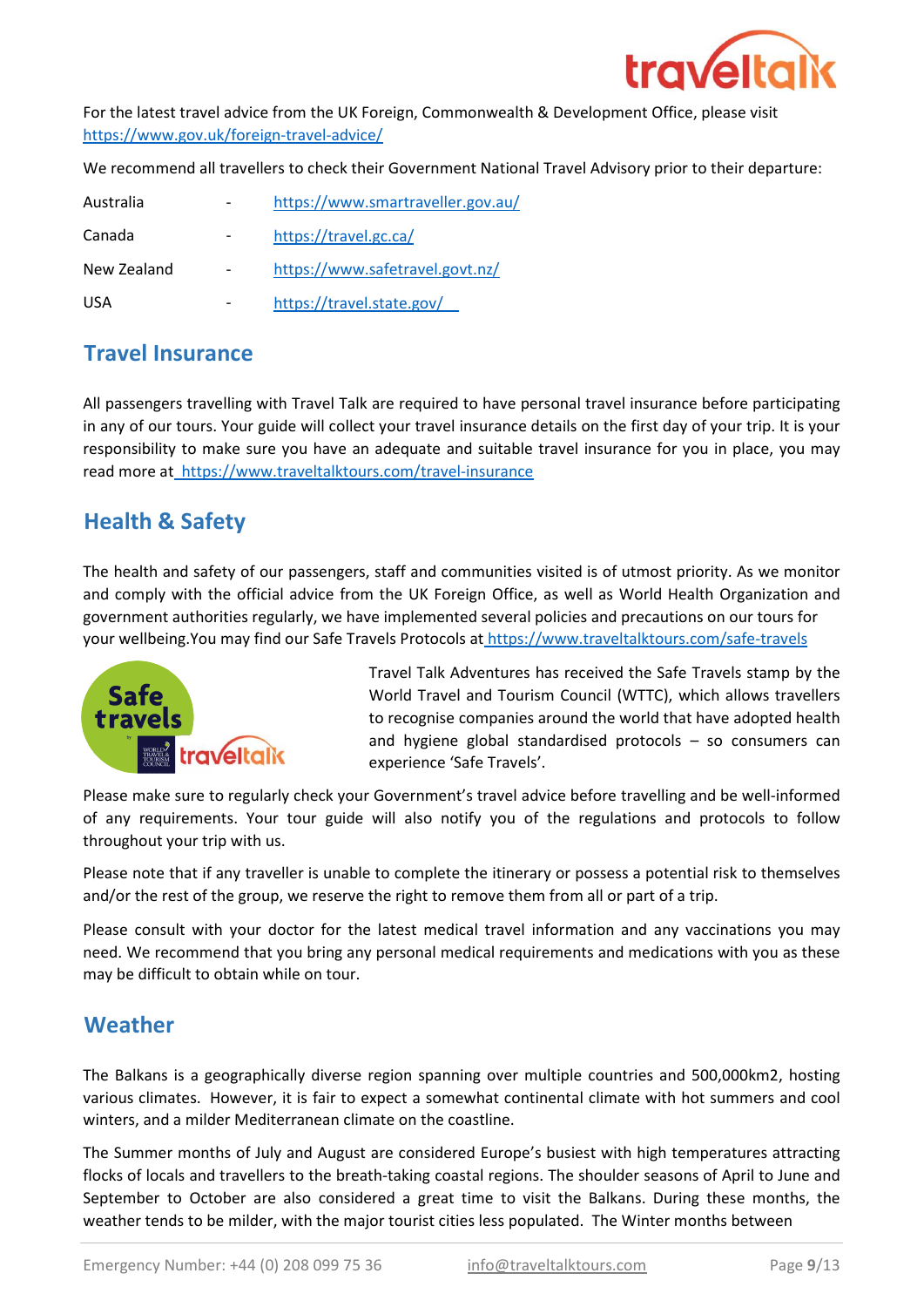For the latest travel advice from the UK Foreign, Commonwealth & Development Office, please visit https://www.gov.uk/foreign-travel-advice/

We recommend all travellers to check their Government National Travel Advisory prior to their departure:

| | | |
|---|---|---|
| Australia | - | https://www.smartraveller.gov.au/ |
| Canada | - | https://travel.gc.ca/ |
| New Zealand | - | https://www.safetravel.govt.nz/ |
| USA | - | https://travel.state.gov/ |

## Travel Insurance

All passengers travelling with Travel Talk are required to have personal travel insurance before participating in any of our tours. Your guide will collect your travel insurance details on the first day of your trip. It is your responsibility to make sure you have an adequate and suitable travel insurance for you in place, you may read more at https://www.traveltalktours.com/travel-insurance

## Health & Safety

The health and safety of our passengers, staff and communities visited is of utmost priority. As we monitor and comply with the official advice from the UK Foreign Office, as well as World Health Organization and government authorities regularly, we have implemented several policies and precautions on our tours for your wellbeing.You may find our Safe Travels Protocols at https://www.traveltalktours.com/safe-travels

Travel Talk Adventures has received the Safe Travels stamp by the World Travel and Tourism Council (WTTC), which allows travellers to recognise companies around the world that have adopted health and hygiene global standardised protocols – so consumers can experience 'Safe Travels'.

Please make sure to regularly check your Government's travel advice before travelling and be well-informed of any requirements. Your tour guide will also notify you of the regulations and protocols to follow throughout your trip with us.

Please note that if any traveller is unable to complete the itinerary or possess a potential risk to themselves and/or the rest of the group, we reserve the right to remove them from all or part of a trip.

Please consult with your doctor for the latest medical travel information and any vaccinations you may need. We recommend that you bring any personal medical requirements and medications with you as these may be difficult to obtain while on tour.

## Weather

The Balkans is a geographically diverse region spanning over multiple countries and 500,000km2, hosting various climates. However, it is fair to expect a somewhat continental climate with hot summers and cool winters, and a milder Mediterranean climate on the coastline.

The Summer months of July and August are considered Europe's busiest with high temperatures attracting flocks of locals and travellers to the breath-taking coastal regions. The shoulder seasons of April to June and September to October are also considered a great time to visit the Balkans. During these months, the weather tends to be milder, with the major tourist cities less populated. The Winter months between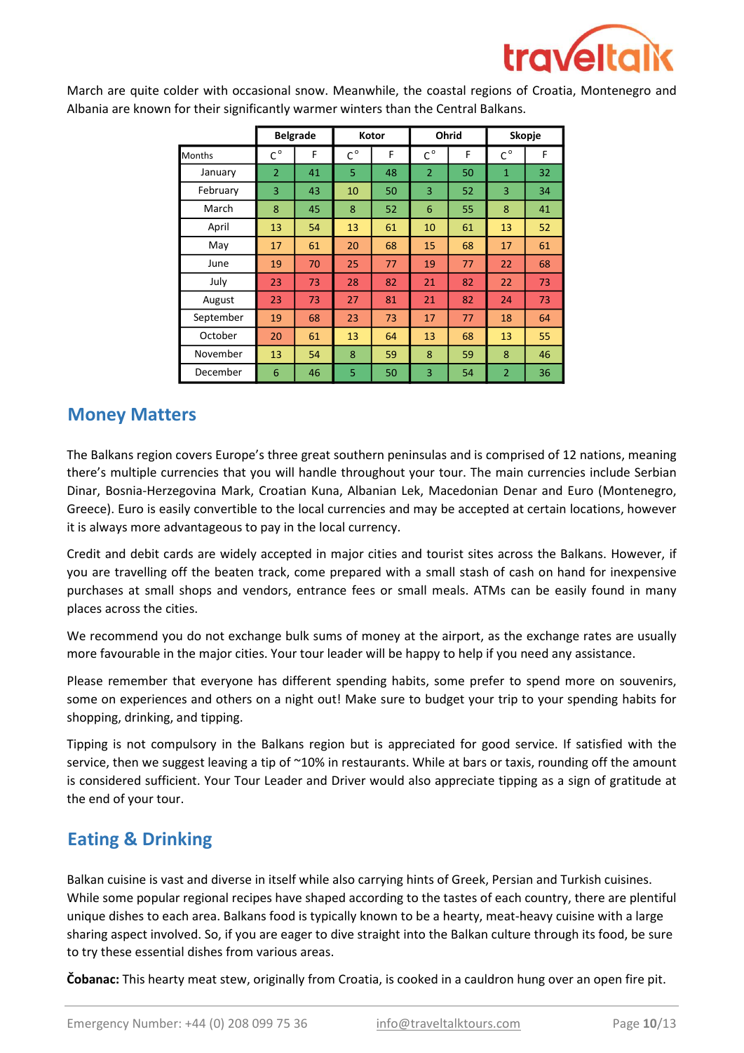March are quite colder with occasional snow. Meanwhile, the coastal regions of Croatia, Montenegro and Albania are known for their significantly warmer winters than the Central Balkans.

| | Belgrade | | Kotor | | Ohrid | | Skopje | |
|---|---|---|---|---|---|---|---|---|
| Months | C° | F | C° | F | C° | F | C° | F |
| January | 2 | 41 | 5 | 48 | 2 | 50 | 1 | 32 |
| February | 3 | 43 | 10 | 50 | 3 | 52 | 3 | 34 |
| March | 8 | 45 | 8 | 52 | 6 | 55 | 8 | 41 |
| April | 13 | 54 | 13 | 61 | 10 | 61 | 13 | 52 |
| May | 17 | 61 | 20 | 68 | 15 | 68 | 17 | 61 |
| June | 19 | 70 | 25 | 77 | 19 | 77 | 22 | 68 |
| July | 23 | 73 | 28 | 82 | 21 | 82 | 22 | 73 |
| August | 23 | 73 | 27 | 81 | 21 | 82 | 24 | 73 |
| September | 19 | 68 | 23 | 73 | 17 | 77 | 18 | 64 |
| October | 20 | 61 | 13 | 64 | 13 | 68 | 13 | 55 |
| November | 13 | 54 | 8 | 59 | 8 | 59 | 8 | 46 |
| December | 6 | 46 | 5 | 50 | 3 | 54 | 2 | 36 |

## Money Matters

The Balkans region covers Europe's three great southern peninsulas and is comprised of 12 nations, meaning there's multiple currencies that you will handle throughout your tour. The main currencies include Serbian Dinar, Bosnia-Herzegovina Mark, Croatian Kuna, Albanian Lek, Macedonian Denar and Euro (Montenegro, Greece). Euro is easily convertible to the local currencies and may be accepted at certain locations, however it is always more advantageous to pay in the local currency.

Credit and debit cards are widely accepted in major cities and tourist sites across the Balkans. However, if you are travelling off the beaten track, come prepared with a small stash of cash on hand for inexpensive purchases at small shops and vendors, entrance fees or small meals. ATMs can be easily found in many places across the cities.

We recommend you do not exchange bulk sums of money at the airport, as the exchange rates are usually more favourable in the major cities. Your tour leader will be happy to help if you need any assistance.

Please remember that everyone has different spending habits, some prefer to spend more on souvenirs, some on experiences and others on a night out! Make sure to budget your trip to your spending habits for shopping, drinking, and tipping.

Tipping is not compulsory in the Balkans region but is appreciated for good service. If satisfied with the service, then we suggest leaving a tip of ~10% in restaurants. While at bars or taxis, rounding off the amount is considered sufficient. Your Tour Leader and Driver would also appreciate tipping as a sign of gratitude at the end of your tour.

## Eating & Drinking

Balkan cuisine is vast and diverse in itself while also carrying hints of Greek, Persian and Turkish cuisines. While some popular regional recipes have shaped according to the tastes of each country, there are plentiful unique dishes to each area. Balkans food is typically known to be a hearty, meat-heavy cuisine with a large sharing aspect involved. So, if you are eager to dive straight into the Balkan culture through its food, be sure to try these essential dishes from various areas.

**Čobanac:** This hearty meat stew, originally from Croatia, is cooked in a cauldron hung over an open fire pit.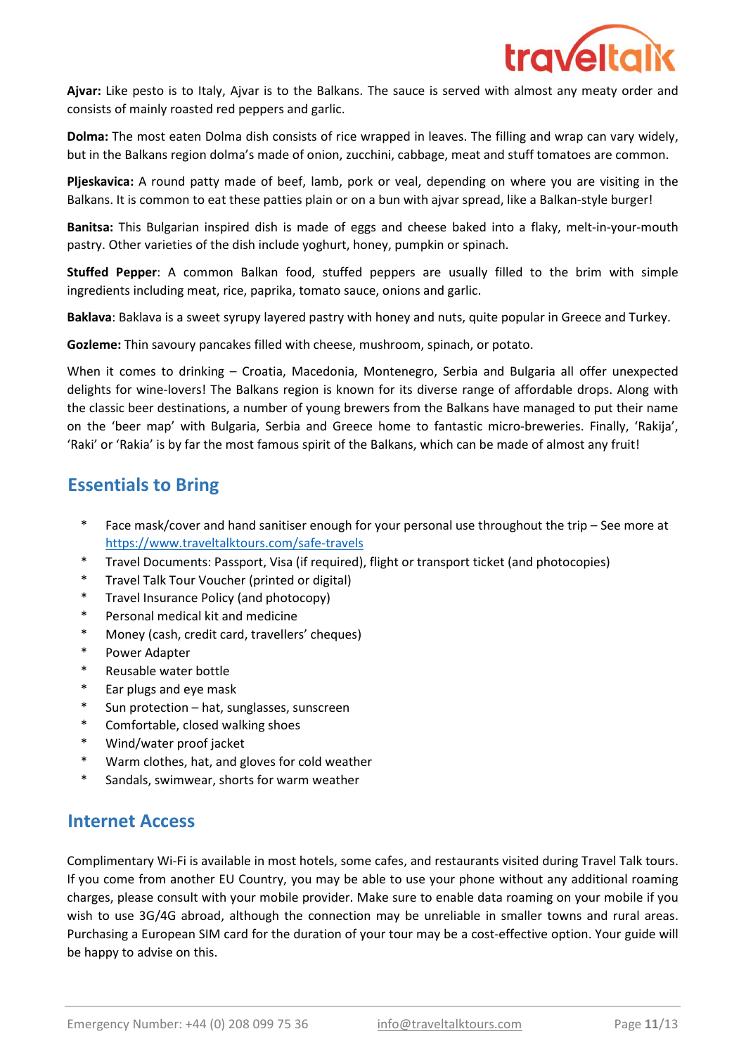**Ajvar:** Like pesto is to Italy, Ajvar is to the Balkans. The sauce is served with almost any meaty order and consists of mainly roasted red peppers and garlic.

**Dolma:** The most eaten Dolma dish consists of rice wrapped in leaves. The filling and wrap can vary widely, but in the Balkans region dolma's made of onion, zucchini, cabbage, meat and stuff tomatoes are common.

**Pljeskavica:** A round patty made of beef, lamb, pork or veal, depending on where you are visiting in the Balkans. It is common to eat these patties plain or on a bun with ajvar spread, like a Balkan-style burger!

**Banitsa:** This Bulgarian inspired dish is made of eggs and cheese baked into a flaky, melt-in-your-mouth pastry. Other varieties of the dish include yoghurt, honey, pumpkin or spinach.

**Stuffed Pepper**: A common Balkan food, stuffed peppers are usually filled to the brim with simple ingredients including meat, rice, paprika, tomato sauce, onions and garlic.

**Baklava**: Baklava is a sweet syrupy layered pastry with honey and nuts, quite popular in Greece and Turkey.

**Gozleme:** Thin savoury pancakes filled with cheese, mushroom, spinach, or potato.

When it comes to drinking – Croatia, Macedonia, Montenegro, Serbia and Bulgaria all offer unexpected delights for wine-lovers! The Balkans region is known for its diverse range of affordable drops. Along with the classic beer destinations, a number of young brewers from the Balkans have managed to put their name on the 'beer map' with Bulgaria, Serbia and Greece home to fantastic micro-breweries. Finally, 'Rakija', 'Raki' or 'Rakia' is by far the most famous spirit of the Balkans, which can be made of almost any fruit!

## Essentials to Bring

* Face mask/cover and hand sanitiser enough for your personal use throughout the trip – See more at https://www.traveltalktours.com/safe-travels
* Travel Documents: Passport, Visa (if required), flight or transport ticket (and photocopies)
* Travel Talk Tour Voucher (printed or digital)
* Travel Insurance Policy (and photocopy)
* Personal medical kit and medicine
* Money (cash, credit card, travellers' cheques)
* Power Adapter
* Reusable water bottle
* Ear plugs and eye mask
* Sun protection – hat, sunglasses, sunscreen
* Comfortable, closed walking shoes
* Wind/water proof jacket
* Warm clothes, hat, and gloves for cold weather
* Sandals, swimwear, shorts for warm weather

## Internet Access

Complimentary Wi-Fi is available in most hotels, some cafes, and restaurants visited during Travel Talk tours. If you come from another EU Country, you may be able to use your phone without any additional roaming charges, please consult with your mobile provider. Make sure to enable data roaming on your mobile if you wish to use 3G/4G abroad, although the connection may be unreliable in smaller towns and rural areas. Purchasing a European SIM card for the duration of your tour may be a cost-effective option. Your guide will be happy to advise on this.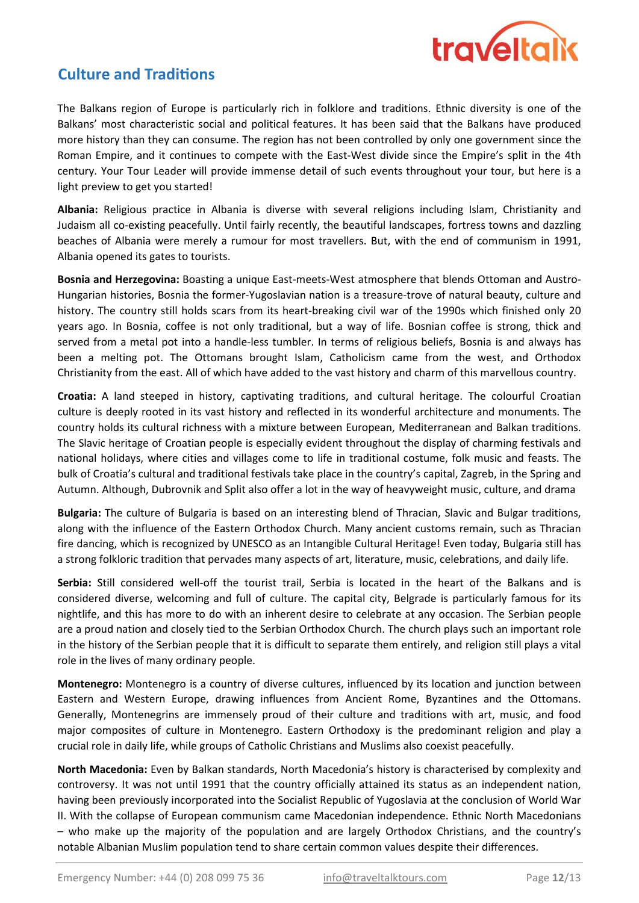## Culture and Traditions

The Balkans region of Europe is particularly rich in folklore and traditions. Ethnic diversity is one of the Balkans' most characteristic social and political features. It has been said that the Balkans have produced more history than they can consume. The region has not been controlled by only one government since the Roman Empire, and it continues to compete with the East-West divide since the Empire's split in the 4th century. Your Tour Leader will provide immense detail of such events throughout your tour, but here is a light preview to get you started!

**Albania:** Religious practice in Albania is diverse with several religions including Islam, Christianity and Judaism all co-existing peacefully. Until fairly recently, the beautiful landscapes, fortress towns and dazzling beaches of Albania were merely a rumour for most travellers. But, with the end of communism in 1991, Albania opened its gates to tourists.

**Bosnia and Herzegovina:** Boasting a unique East-meets-West atmosphere that blends Ottoman and Austro-Hungarian histories, Bosnia the former-Yugoslavian nation is a treasure-trove of natural beauty, culture and history. The country still holds scars from its heart-breaking civil war of the 1990s which finished only 20 years ago. In Bosnia, coffee is not only traditional, but a way of life. Bosnian coffee is strong, thick and served from a metal pot into a handle-less tumbler. In terms of religious beliefs, Bosnia is and always has been a melting pot. The Ottomans brought Islam, Catholicism came from the west, and Orthodox Christianity from the east. All of which have added to the vast history and charm of this marvellous country.

**Croatia:** A land steeped in history, captivating traditions, and cultural heritage. The colourful Croatian culture is deeply rooted in its vast history and reflected in its wonderful architecture and monuments. The country holds its cultural richness with a mixture between European, Mediterranean and Balkan traditions. The Slavic heritage of Croatian people is especially evident throughout the display of charming festivals and national holidays, where cities and villages come to life in traditional costume, folk music and feasts. The bulk of Croatia's cultural and traditional festivals take place in the country's capital, Zagreb, in the Spring and Autumn. Although, Dubrovnik and Split also offer a lot in the way of heavyweight music, culture, and drama

**Bulgaria:** The culture of Bulgaria is based on an interesting blend of Thracian, Slavic and Bulgar traditions, along with the influence of the Eastern Orthodox Church. Many ancient customs remain, such as Thracian fire dancing, which is recognized by UNESCO as an Intangible Cultural Heritage! Even today, Bulgaria still has a strong folkloric tradition that pervades many aspects of art, literature, music, celebrations, and daily life.

**Serbia:** Still considered well-off the tourist trail, Serbia is located in the heart of the Balkans and is considered diverse, welcoming and full of culture. The capital city, Belgrade is particularly famous for its nightlife, and this has more to do with an inherent desire to celebrate at any occasion. The Serbian people are a proud nation and closely tied to the Serbian Orthodox Church. The church plays such an important role in the history of the Serbian people that it is difficult to separate them entirely, and religion still plays a vital role in the lives of many ordinary people.

**Montenegro:** Montenegro is a country of diverse cultures, influenced by its location and junction between Eastern and Western Europe, drawing influences from Ancient Rome, Byzantines and the Ottomans. Generally, Montenegrins are immensely proud of their culture and traditions with art, music, and food major composites of culture in Montenegro. Eastern Orthodoxy is the predominant religion and play a crucial role in daily life, while groups of Catholic Christians and Muslims also coexist peacefully.

**North Macedonia:** Even by Balkan standards, North Macedonia's history is characterised by complexity and controversy. It was not until 1991 that the country officially attained its status as an independent nation, having been previously incorporated into the Socialist Republic of Yugoslavia at the conclusion of World War II. With the collapse of European communism came Macedonian independence. Ethnic North Macedonians – who make up the majority of the population and are largely Orthodox Christians, and the country's notable Albanian Muslim population tend to share certain common values despite their differences.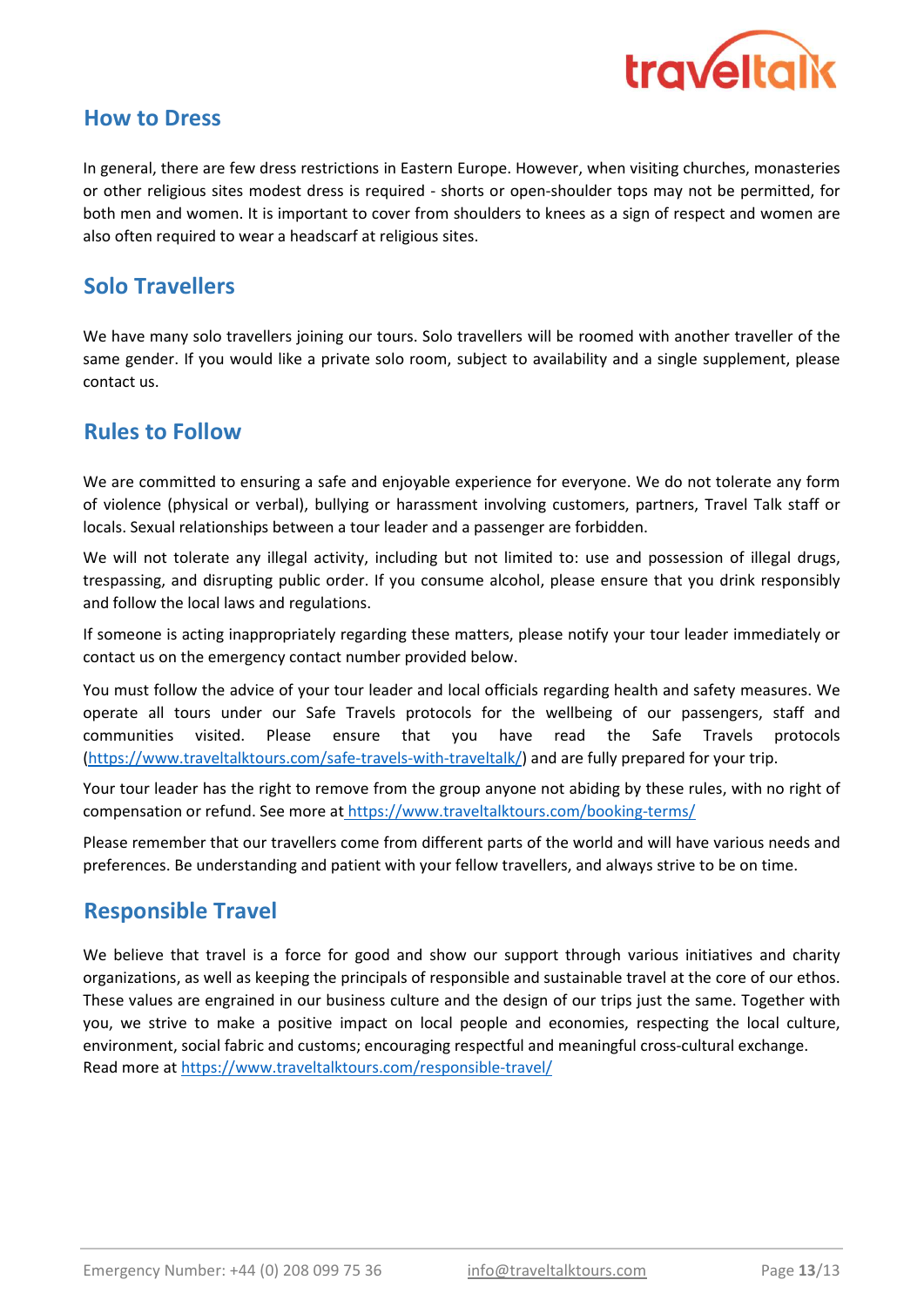## How to Dress

In general, there are few dress restrictions in Eastern Europe. However, when visiting churches, monasteries or other religious sites modest dress is required - shorts or open-shoulder tops may not be permitted, for both men and women. It is important to cover from shoulders to knees as a sign of respect and women are also often required to wear a headscarf at religious sites.

## Solo Travellers

We have many solo travellers joining our tours. Solo travellers will be roomed with another traveller of the same gender. If you would like a private solo room, subject to availability and a single supplement, please contact us.

## Rules to Follow

We are committed to ensuring a safe and enjoyable experience for everyone. We do not tolerate any form of violence (physical or verbal), bullying or harassment involving customers, partners, Travel Talk staff or locals. Sexual relationships between a tour leader and a passenger are forbidden.

We will not tolerate any illegal activity, including but not limited to: use and possession of illegal drugs, trespassing, and disrupting public order. If you consume alcohol, please ensure that you drink responsibly and follow the local laws and regulations.

If someone is acting inappropriately regarding these matters, please notify your tour leader immediately or contact us on the emergency contact number provided below.

You must follow the advice of your tour leader and local officials regarding health and safety measures. We operate all tours under our Safe Travels protocols for the wellbeing of our passengers, staff and communities visited. Please ensure that you have read the Safe Travels protocols (https://www.traveltalktours.com/safe-travels-with-traveltalk/) and are fully prepared for your trip.

Your tour leader has the right to remove from the group anyone not abiding by these rules, with no right of compensation or refund. See more at https://www.traveltalktours.com/booking-terms/

Please remember that our travellers come from different parts of the world and will have various needs and preferences. Be understanding and patient with your fellow travellers, and always strive to be on time.

## Responsible Travel

We believe that travel is a force for good and show our support through various initiatives and charity organizations, as well as keeping the principals of responsible and sustainable travel at the core of our ethos. These values are engrained in our business culture and the design of our trips just the same. Together with you, we strive to make a positive impact on local people and economies, respecting the local culture, environment, social fabric and customs; encouraging respectful and meaningful cross-cultural exchange.
Read more at https://www.traveltalktours.com/responsible-travel/

Emergency Number: +44 (0) 208 099 75 36 info@traveltalktours.com